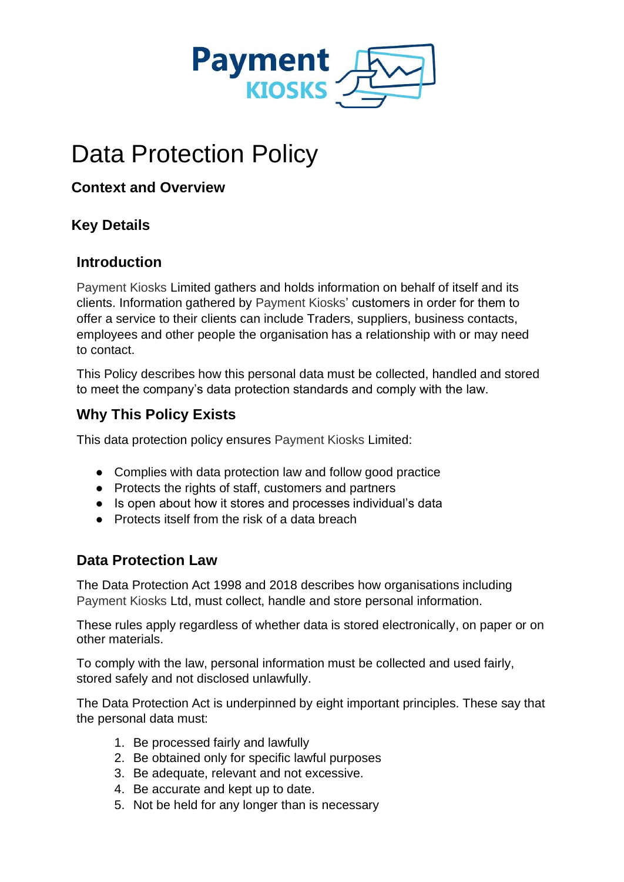# Data Protection Policy

### Context and Overview

### Key Details

### Introduction

Payment Kiosks Limited gathers and holds information on behalf of itself and its clients. Information gathered by Payment Kiosks' customers in order for them to offer a service to their clients can include Traders, suppliers, business contacts, employees and other people the organisation has a relationship with or may need to contact.

This Policy describes how this personal data must be collected, handled and stored to meet the company's data protection standards and comply with the law.

### Why This Policy Exists

This data protection policy ensures Payment Kiosks Limited:

- Complies with data protection law and follow good practice
- Protects the rights of staff, customers and partners
- Is open about how it stores and processes individual's data
- Protects itself from the risk of a data breach

### Data Protection Law

The Data Protection Act 1998 and 2018 describes how organisations including Payment Kiosks Ltd, must collect, handle and store personal information.

These rules apply regardless of whether data is stored electronically, on paper or on other materials.

To comply with the law, personal information must be collected and used fairly, stored safely and not disclosed unlawfully.

The Data Protection Act is underpinned by eight important principles. These say that the personal data must:

1. Be processed fairly and lawfully
2. Be obtained only for specific lawful purposes
3. Be adequate, relevant and not excessive.
4. Be accurate and kept up to date.
5. Not be held for any longer than is necessary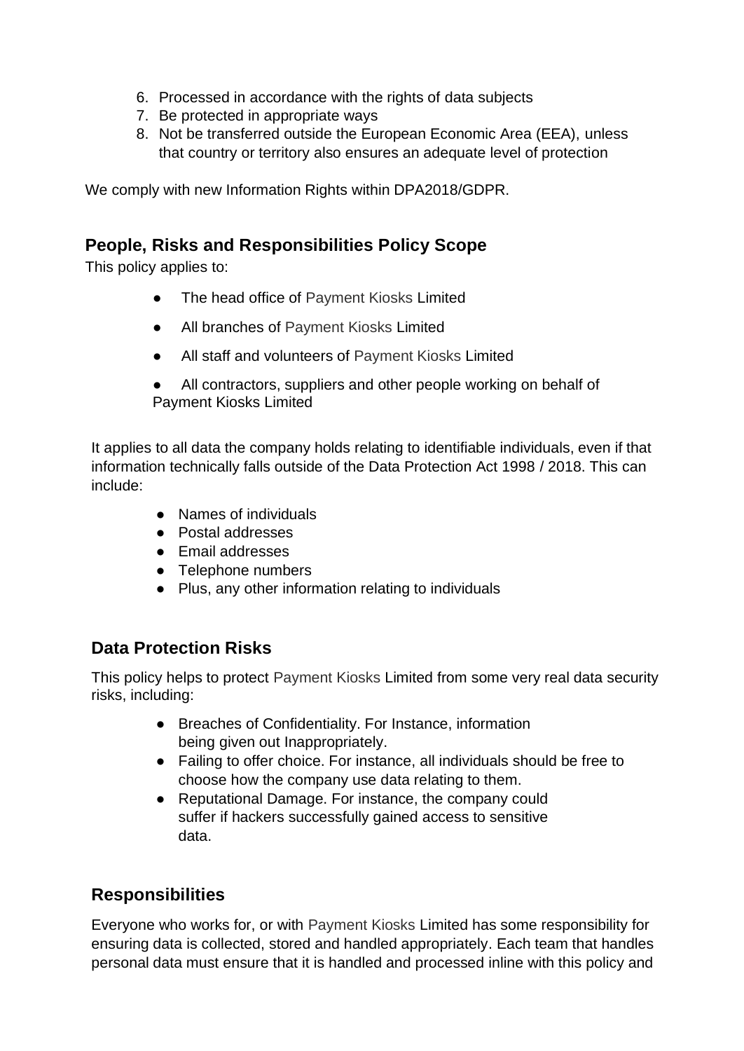6. Processed in accordance with the rights of data subjects
7. Be protected in appropriate ways
8. Not be transferred outside the European Economic Area (EEA), unless that country or territory also ensures an adequate level of protection

We comply with new Information Rights within DPA2018/GDPR.

## People, Risks and Responsibilities Policy Scope

This policy applies to:

- The head office of Payment Kiosks Limited
- All branches of Payment Kiosks Limited
- All staff and volunteers of Payment Kiosks Limited
- All contractors, suppliers and other people working on behalf of Payment Kiosks Limited

It applies to all data the company holds relating to identifiable individuals, even if that information technically falls outside of the Data Protection Act 1998 / 2018. This can include:

- Names of individuals
- Postal addresses
- Email addresses
- Telephone numbers
- Plus, any other information relating to individuals

## Data Protection Risks

This policy helps to protect Payment Kiosks Limited from some very real data security risks, including:

- Breaches of Confidentiality. For Instance, information being given out Inappropriately.
- Failing to offer choice. For instance, all individuals should be free to choose how the company use data relating to them.
- Reputational Damage. For instance, the company could suffer if hackers successfully gained access to sensitive data.

## Responsibilities

Everyone who works for, or with Payment Kiosks Limited has some responsibility for ensuring data is collected, stored and handled appropriately. Each team that handles personal data must ensure that it is handled and processed inline with this policy and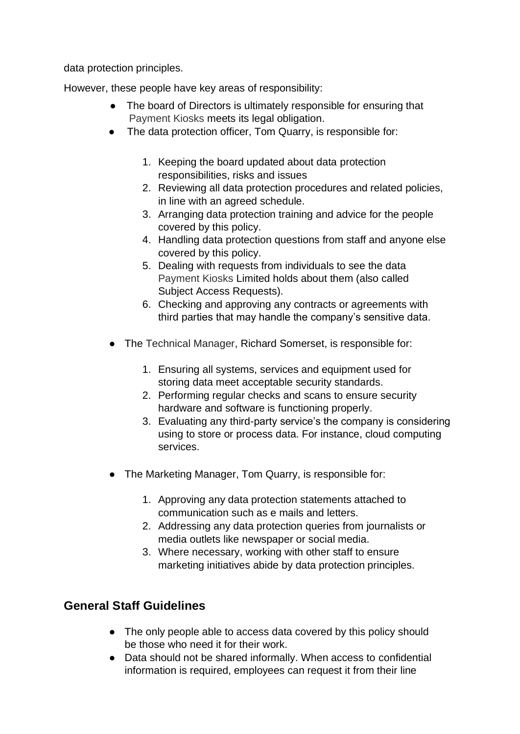data protection principles.

However, these people have key areas of responsibility:

- The board of Directors is ultimately responsible for ensuring that Payment Kiosks meets its legal obligation.
- The data protection officer, Tom Quarry, is responsible for:

    1. Keeping the board updated about data protection responsibilities, risks and issues
    2. Reviewing all data protection procedures and related policies, in line with an agreed schedule.
    3. Arranging data protection training and advice for the people covered by this policy.
    4. Handling data protection questions from staff and anyone else covered by this policy.
    5. Dealing with requests from individuals to see the data Payment Kiosks Limited holds about them (also called Subject Access Requests).
    6. Checking and approving any contracts or agreements with third parties that may handle the company's sensitive data.

- The Technical Manager, Richard Somerset, is responsible for:

    1. Ensuring all systems, services and equipment used for storing data meet acceptable security standards.
    2. Performing regular checks and scans to ensure security hardware and software is functioning properly.
    3. Evaluating any third-party service's the company is considering using to store or process data. For instance, cloud computing services.

- The Marketing Manager, Tom Quarry, is responsible for:

    1. Approving any data protection statements attached to communication such as e mails and letters.
    2. Addressing any data protection queries from journalists or media outlets like newspaper or social media.
    3. Where necessary, working with other staff to ensure marketing initiatives abide by data protection principles.

## General Staff Guidelines

- The only people able to access data covered by this policy should be those who need it for their work.
- Data should not be shared informally. When access to confidential information is required, employees can request it from their line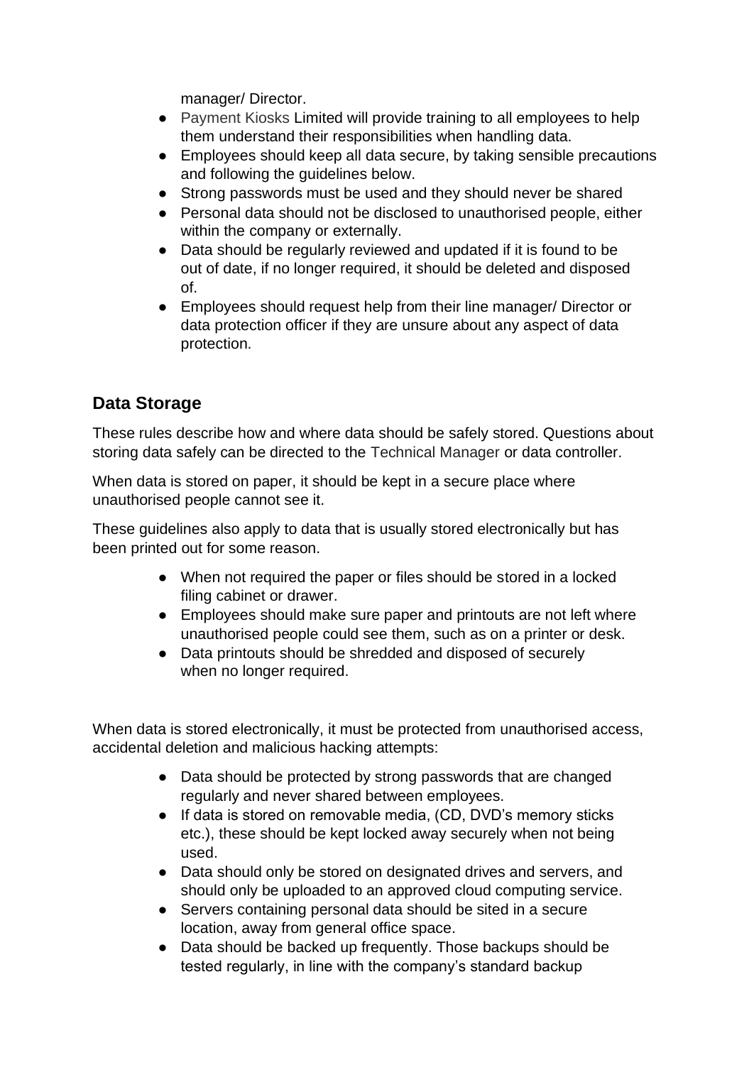manager/ Director.

- Payment Kiosks Limited will provide training to all employees to help them understand their responsibilities when handling data.
- Employees should keep all data secure, by taking sensible precautions and following the guidelines below.
- Strong passwords must be used and they should never be shared
- Personal data should not be disclosed to unauthorised people, either within the company or externally.
- Data should be regularly reviewed and updated if it is found to be out of date, if no longer required, it should be deleted and disposed of.
- Employees should request help from their line manager/ Director or data protection officer if they are unsure about any aspect of data protection.

## Data Storage

These rules describe how and where data should be safely stored. Questions about storing data safely can be directed to the Technical Manager or data controller.

When data is stored on paper, it should be kept in a secure place where unauthorised people cannot see it.

These guidelines also apply to data that is usually stored electronically but has been printed out for some reason.

- When not required the paper or files should be stored in a locked filing cabinet or drawer.
- Employees should make sure paper and printouts are not left where unauthorised people could see them, such as on a printer or desk.
- Data printouts should be shredded and disposed of securely when no longer required.

When data is stored electronically, it must be protected from unauthorised access, accidental deletion and malicious hacking attempts:

- Data should be protected by strong passwords that are changed regularly and never shared between employees.
- If data is stored on removable media, (CD, DVD's memory sticks etc.), these should be kept locked away securely when not being used.
- Data should only be stored on designated drives and servers, and should only be uploaded to an approved cloud computing service.
- Servers containing personal data should be sited in a secure location, away from general office space.
- Data should be backed up frequently. Those backups should be tested regularly, in line with the company's standard backup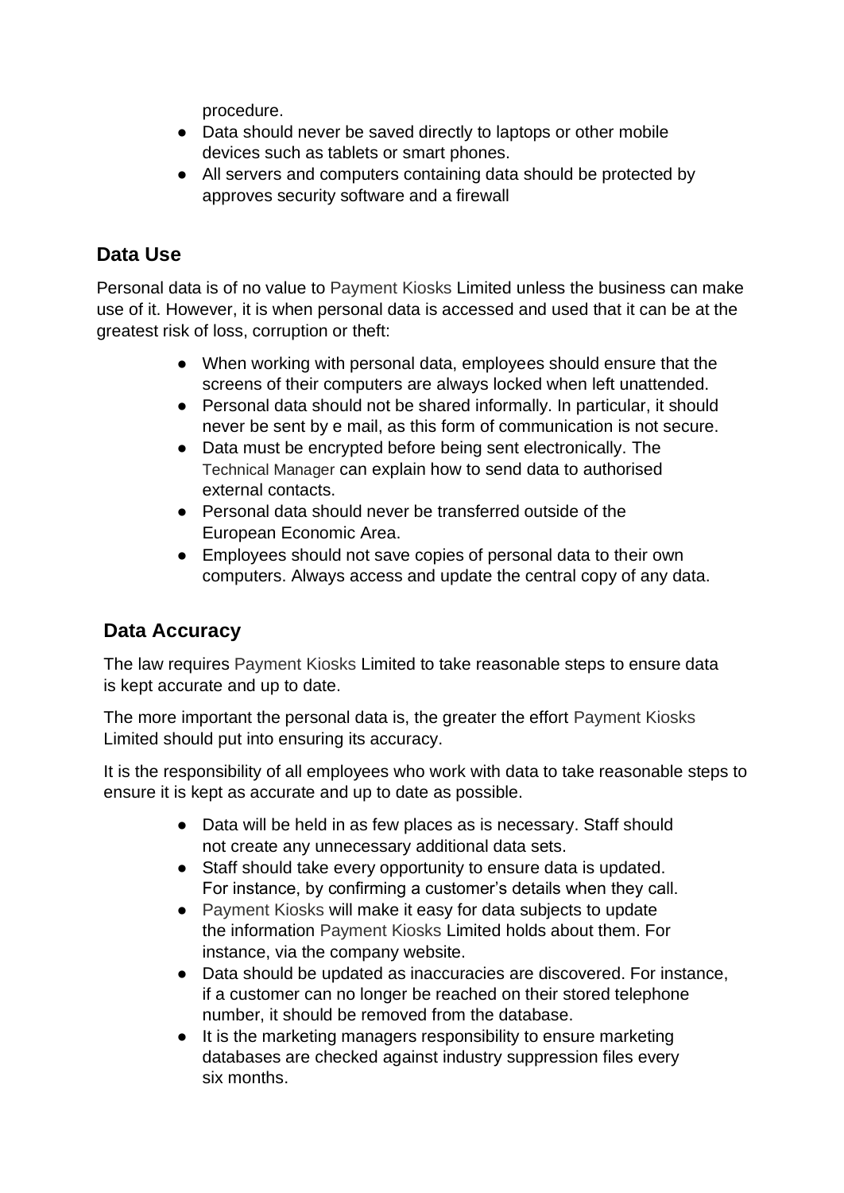procedure.

- Data should never be saved directly to laptops or other mobile devices such as tablets or smart phones.
- All servers and computers containing data should be protected by approves security software and a firewall

## Data Use

Personal data is of no value to Payment Kiosks Limited unless the business can make use of it. However, it is when personal data is accessed and used that it can be at the greatest risk of loss, corruption or theft:

- When working with personal data, employees should ensure that the screens of their computers are always locked when left unattended.
- Personal data should not be shared informally. In particular, it should never be sent by e mail, as this form of communication is not secure.
- Data must be encrypted before being sent electronically. The Technical Manager can explain how to send data to authorised external contacts.
- Personal data should never be transferred outside of the European Economic Area.
- Employees should not save copies of personal data to their own computers. Always access and update the central copy of any data.

## Data Accuracy

The law requires Payment Kiosks Limited to take reasonable steps to ensure data is kept accurate and up to date.

The more important the personal data is, the greater the effort Payment Kiosks Limited should put into ensuring its accuracy.

It is the responsibility of all employees who work with data to take reasonable steps to ensure it is kept as accurate and up to date as possible.

- Data will be held in as few places as is necessary. Staff should not create any unnecessary additional data sets.
- Staff should take every opportunity to ensure data is updated. For instance, by confirming a customer's details when they call.
- Payment Kiosks will make it easy for data subjects to update the information Payment Kiosks Limited holds about them. For instance, via the company website.
- Data should be updated as inaccuracies are discovered. For instance, if a customer can no longer be reached on their stored telephone number, it should be removed from the database.
- It is the marketing managers responsibility to ensure marketing databases are checked against industry suppression files every six months.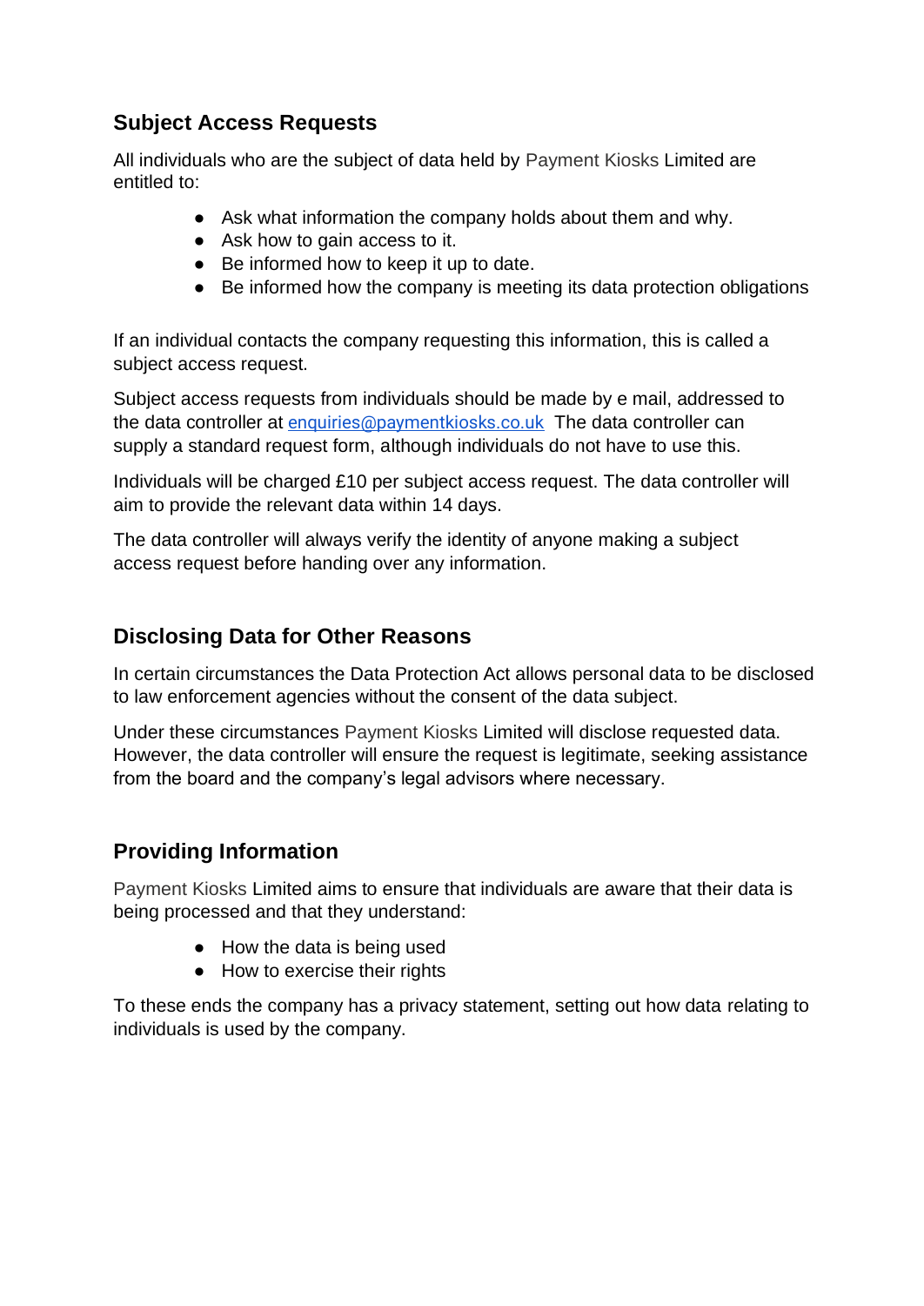## Subject Access Requests

All individuals who are the subject of data held by Payment Kiosks Limited are entitled to:

- Ask what information the company holds about them and why.
- Ask how to gain access to it.
- Be informed how to keep it up to date.
- Be informed how the company is meeting its data protection obligations

If an individual contacts the company requesting this information, this is called a subject access request.

Subject access requests from individuals should be made by e mail, addressed to the data controller at enquiries@paymentkiosks.co.uk The data controller can supply a standard request form, although individuals do not have to use this.

Individuals will be charged £10 per subject access request. The data controller will aim to provide the relevant data within 14 days.

The data controller will always verify the identity of anyone making a subject access request before handing over any information.

## Disclosing Data for Other Reasons

In certain circumstances the Data Protection Act allows personal data to be disclosed to law enforcement agencies without the consent of the data subject.

Under these circumstances Payment Kiosks Limited will disclose requested data. However, the data controller will ensure the request is legitimate, seeking assistance from the board and the company's legal advisors where necessary.

## Providing Information

Payment Kiosks Limited aims to ensure that individuals are aware that their data is being processed and that they understand:

- How the data is being used
- How to exercise their rights

To these ends the company has a privacy statement, setting out how data relating to individuals is used by the company.